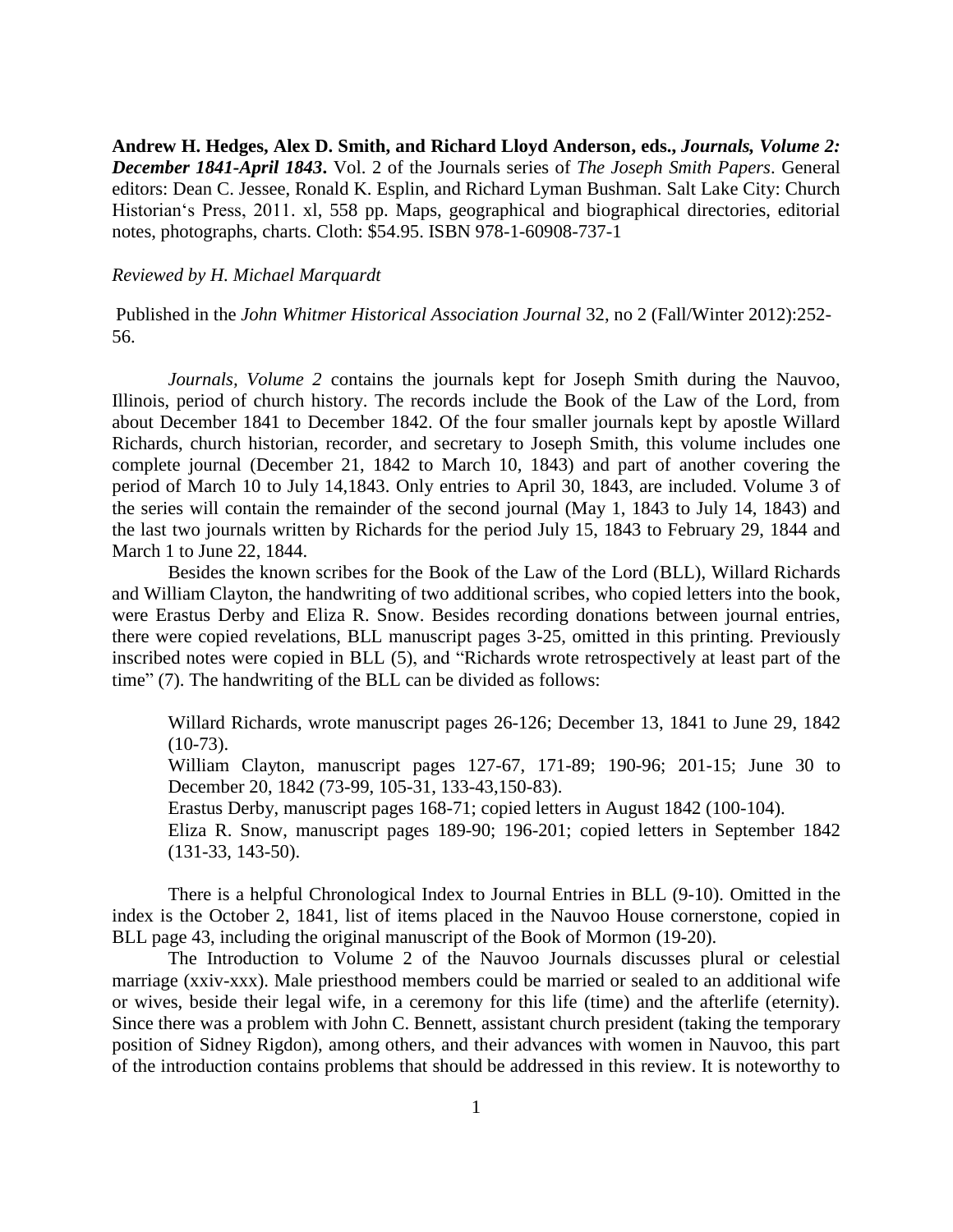**Andrew H. Hedges, Alex D. Smith, and Richard Lloyd Anderson, eds.,** ***Journals, Volume 2: December 1841-April 1843*****.** Vol. 2 of the Journals series of *The Joseph Smith Papers*. General editors: Dean C. Jessee, Ronald K. Esplin, and Richard Lyman Bushman. Salt Lake City: Church Historian's Press, 2011. xl, 558 pp. Maps, geographical and biographical directories, editorial notes, photographs, charts. Cloth: $54.95. ISBN 978-1-60908-737-1

*Reviewed by H. Michael Marquardt*

Published in the *John Whitmer Historical Association Journal* 32, no 2 (Fall/Winter 2012):252-56.

*Journals, Volume 2* contains the journals kept for Joseph Smith during the Nauvoo, Illinois, period of church history. The records include the Book of the Law of the Lord, from about December 1841 to December 1842. Of the four smaller journals kept by apostle Willard Richards, church historian, recorder, and secretary to Joseph Smith, this volume includes one complete journal (December 21, 1842 to March 10, 1843) and part of another covering the period of March 10 to July 14,1843. Only entries to April 30, 1843, are included. Volume 3 of the series will contain the remainder of the second journal (May 1, 1843 to July 14, 1843) and the last two journals written by Richards for the period July 15, 1843 to February 29, 1844 and March 1 to June 22, 1844.

Besides the known scribes for the Book of the Law of the Lord (BLL), Willard Richards and William Clayton, the handwriting of two additional scribes, who copied letters into the book, were Erastus Derby and Eliza R. Snow. Besides recording donations between journal entries, there were copied revelations, BLL manuscript pages 3-25, omitted in this printing. Previously inscribed notes were copied in BLL (5), and "Richards wrote retrospectively at least part of the time" (7). The handwriting of the BLL can be divided as follows:

> Willard Richards, wrote manuscript pages 26-126; December 13, 1841 to June 29, 1842 (10-73).
>
> William Clayton, manuscript pages 127-67, 171-89; 190-96; 201-15; June 30 to December 20, 1842 (73-99, 105-31, 133-43,150-83).
>
> Erastus Derby, manuscript pages 168-71; copied letters in August 1842 (100-104).
>
> Eliza R. Snow, manuscript pages 189-90; 196-201; copied letters in September 1842 (131-33, 143-50).

There is a helpful Chronological Index to Journal Entries in BLL (9-10). Omitted in the index is the October 2, 1841, list of items placed in the Nauvoo House cornerstone, copied in BLL page 43, including the original manuscript of the Book of Mormon (19-20).

The Introduction to Volume 2 of the Nauvoo Journals discusses plural or celestial marriage (xxiv-xxx). Male priesthood members could be married or sealed to an additional wife or wives, beside their legal wife, in a ceremony for this life (time) and the afterlife (eternity). Since there was a problem with John C. Bennett, assistant church president (taking the temporary position of Sidney Rigdon), among others, and their advances with women in Nauvoo, this part of the introduction contains problems that should be addressed in this review. It is noteworthy to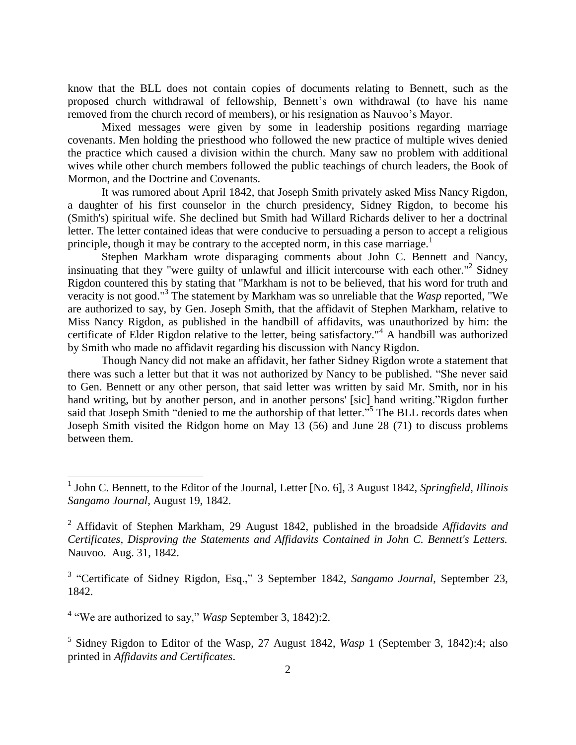know that the BLL does not contain copies of documents relating to Bennett, such as the proposed church withdrawal of fellowship, Bennett's own withdrawal (to have his name removed from the church record of members), or his resignation as Nauvoo's Mayor.

Mixed messages were given by some in leadership positions regarding marriage covenants. Men holding the priesthood who followed the new practice of multiple wives denied the practice which caused a division within the church. Many saw no problem with additional wives while other church members followed the public teachings of church leaders, the Book of Mormon, and the Doctrine and Covenants.

It was rumored about April 1842, that Joseph Smith privately asked Miss Nancy Rigdon, a daughter of his first counselor in the church presidency, Sidney Rigdon, to become his (Smith's) spiritual wife. She declined but Smith had Willard Richards deliver to her a doctrinal letter. The letter contained ideas that were conducive to persuading a person to accept a religious principle, though it may be contrary to the accepted norm, in this case marriage.[1]

Stephen Markham wrote disparaging comments about John C. Bennett and Nancy, insinuating that they "were guilty of unlawful and illicit intercourse with each other."[2] Sidney Rigdon countered this by stating that "Markham is not to be believed, that his word for truth and veracity is not good."[3] The statement by Markham was so unreliable that the *Wasp* reported, "We are authorized to say, by Gen. Joseph Smith, that the affidavit of Stephen Markham, relative to Miss Nancy Rigdon, as published in the handbill of affidavits, was unauthorized by him: the certificate of Elder Rigdon relative to the letter, being satisfactory."[4] A handbill was authorized by Smith who made no affidavit regarding his discussion with Nancy Rigdon.

Though Nancy did not make an affidavit, her father Sidney Rigdon wrote a statement that there was such a letter but that it was not authorized by Nancy to be published. "She never said to Gen. Bennett or any other person, that said letter was written by said Mr. Smith, nor in his hand writing, but by another person, and in another persons' [sic] hand writing."Rigdon further said that Joseph Smith "denied to me the authorship of that letter."[5] The BLL records dates when Joseph Smith visited the Ridgon home on May 13 (56) and June 28 (71) to discuss problems between them.

---

[1] John C. Bennett, to the Editor of the Journal, Letter [No. 6], 3 August 1842, *Springfield, Illinois Sangamo Journal*, August 19, 1842.

[2] Affidavit of Stephen Markham, 29 August 1842, published in the broadside *Affidavits and Certificates, Disproving the Statements and Affidavits Contained in John C. Bennett's Letters.* Nauvoo. Aug. 31, 1842.

[3] "Certificate of Sidney Rigdon, Esq.," 3 September 1842, *Sangamo Journal*, September 23, 1842.

[4] "We are authorized to say," *Wasp* September 3, 1842):2.

[5] Sidney Rigdon to Editor of the Wasp, 27 August 1842, *Wasp* 1 (September 3, 1842):4; also printed in *Affidavits and Certificates*.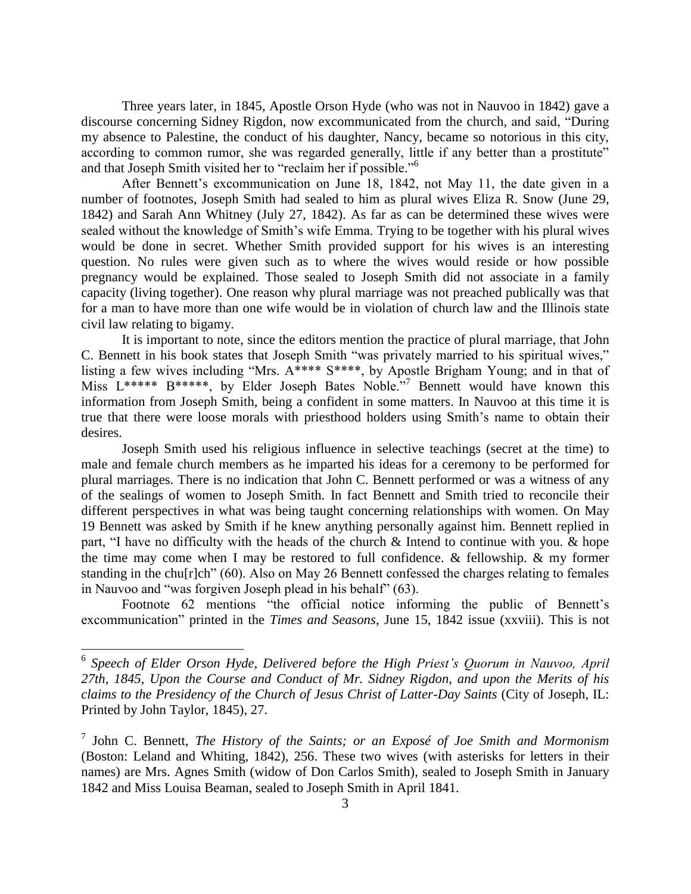Three years later, in 1845, Apostle Orson Hyde (who was not in Nauvoo in 1842) gave a discourse concerning Sidney Rigdon, now excommunicated from the church, and said, "During my absence to Palestine, the conduct of his daughter, Nancy, became so notorious in this city, according to common rumor, she was regarded generally, little if any better than a prostitute" and that Joseph Smith visited her to "reclaim her if possible."[6]

After Bennett's excommunication on June 18, 1842, not May 11, the date given in a number of footnotes, Joseph Smith had sealed to him as plural wives Eliza R. Snow (June 29, 1842) and Sarah Ann Whitney (July 27, 1842). As far as can be determined these wives were sealed without the knowledge of Smith's wife Emma. Trying to be together with his plural wives would be done in secret. Whether Smith provided support for his wives is an interesting question. No rules were given such as to where the wives would reside or how possible pregnancy would be explained. Those sealed to Joseph Smith did not associate in a family capacity (living together). One reason why plural marriage was not preached publically was that for a man to have more than one wife would be in violation of church law and the Illinois state civil law relating to bigamy.

It is important to note, since the editors mention the practice of plural marriage, that John C. Bennett in his book states that Joseph Smith "was privately married to his spiritual wives," listing a few wives including "Mrs. A**** S****, by Apostle Brigham Young; and in that of Miss L***** B*****, by Elder Joseph Bates Noble."[7] Bennett would have known this information from Joseph Smith, being a confident in some matters. In Nauvoo at this time it is true that there were loose morals with priesthood holders using Smith's name to obtain their desires.

Joseph Smith used his religious influence in selective teachings (secret at the time) to male and female church members as he imparted his ideas for a ceremony to be performed for plural marriages. There is no indication that John C. Bennett performed or was a witness of any of the sealings of women to Joseph Smith. In fact Bennett and Smith tried to reconcile their different perspectives in what was being taught concerning relationships with women. On May 19 Bennett was asked by Smith if he knew anything personally against him. Bennett replied in part, "I have no difficulty with the heads of the church & Intend to continue with you. & hope the time may come when I may be restored to full confidence. & fellowship. & my former standing in the chu[r]ch" (60). Also on May 26 Bennett confessed the charges relating to females in Nauvoo and "was forgiven Joseph plead in his behalf" (63).

Footnote 62 mentions "the official notice informing the public of Bennett's excommunication" printed in the *Times and Seasons*, June 15, 1842 issue (xxviii). This is not

---

[6] *Speech of Elder Orson Hyde, Delivered before the High Priest's Quorum in Nauvoo, April 27th, 1845, Upon the Course and Conduct of Mr. Sidney Rigdon, and upon the Merits of his claims to the Presidency of the Church of Jesus Christ of Latter-Day Saints* (City of Joseph, IL: Printed by John Taylor, 1845), 27.

[7] John C. Bennett, *The History of the Saints; or an Exposé of Joe Smith and Mormonism* (Boston: Leland and Whiting, 1842), 256. These two wives (with asterisks for letters in their names) are Mrs. Agnes Smith (widow of Don Carlos Smith), sealed to Joseph Smith in January 1842 and Miss Louisa Beaman, sealed to Joseph Smith in April 1841.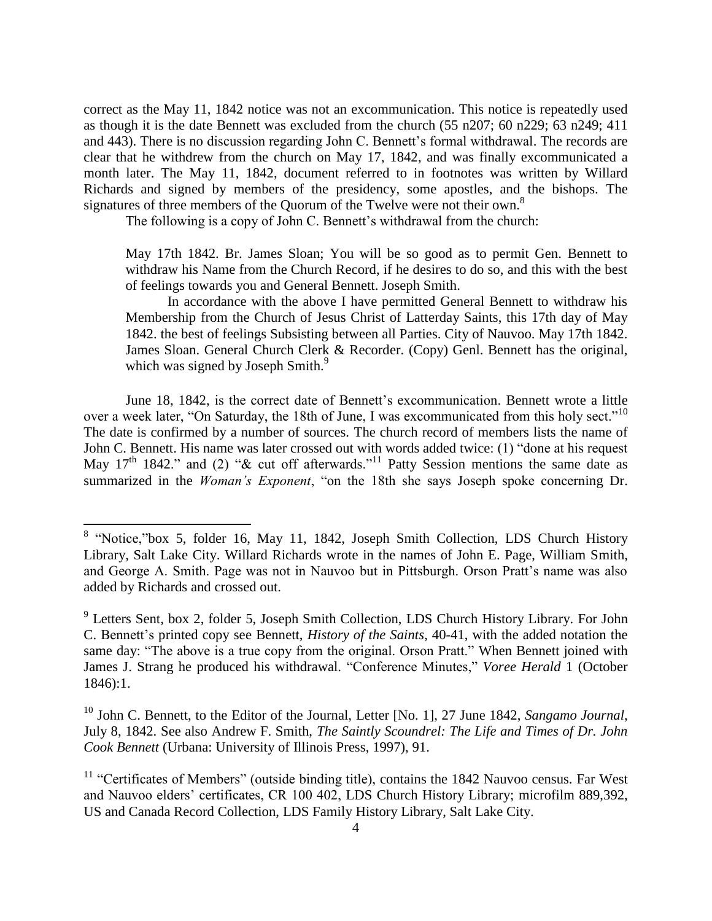correct as the May 11, 1842 notice was not an excommunication. This notice is repeatedly used as though it is the date Bennett was excluded from the church (55 n207; 60 n229; 63 n249; 411 and 443). There is no discussion regarding John C. Bennett's formal withdrawal. The records are clear that he withdrew from the church on May 17, 1842, and was finally excommunicated a month later. The May 11, 1842, document referred to in footnotes was written by Willard Richards and signed by members of the presidency, some apostles, and the bishops. The signatures of three members of the Quorum of the Twelve were not their own.[8]

The following is a copy of John C. Bennett's withdrawal from the church:

> May 17th 1842. Br. James Sloan; You will be so good as to permit Gen. Bennett to withdraw his Name from the Church Record, if he desires to do so, and this with the best of feelings towards you and General Bennett. Joseph Smith.
>
> In accordance with the above I have permitted General Bennett to withdraw his Membership from the Church of Jesus Christ of Latterday Saints, this 17th day of May 1842. the best of feelings Subsisting between all Parties. City of Nauvoo. May 17th 1842. James Sloan. General Church Clerk & Recorder. (Copy) Genl. Bennett has the original, which was signed by Joseph Smith.[9]

June 18, 1842, is the correct date of Bennett's excommunication. Bennett wrote a little over a week later, "On Saturday, the 18th of June, I was excommunicated from this holy sect."[10] The date is confirmed by a number of sources. The church record of members lists the name of John C. Bennett. His name was later crossed out with words added twice: (1) "done at his request May 17th 1842." and (2) "& cut off afterwards."[11] Patty Session mentions the same date as summarized in the *Woman's Exponent*, "on the 18th she says Joseph spoke concerning Dr.

---

[8] "Notice,"box 5, folder 16, May 11, 1842, Joseph Smith Collection, LDS Church History Library, Salt Lake City. Willard Richards wrote in the names of John E. Page, William Smith, and George A. Smith. Page was not in Nauvoo but in Pittsburgh. Orson Pratt's name was also added by Richards and crossed out.

[9] Letters Sent, box 2, folder 5, Joseph Smith Collection, LDS Church History Library. For John C. Bennett's printed copy see Bennett, *History of the Saints*, 40-41, with the added notation the same day: "The above is a true copy from the original. Orson Pratt." When Bennett joined with James J. Strang he produced his withdrawal. "Conference Minutes," *Voree Herald* 1 (October 1846):1.

[10] John C. Bennett, to the Editor of the Journal, Letter [No. 1], 27 June 1842, *Sangamo Journal*, July 8, 1842. See also Andrew F. Smith, *The Saintly Scoundrel: The Life and Times of Dr. John Cook Bennett* (Urbana: University of Illinois Press, 1997), 91.

[11] "Certificates of Members" (outside binding title), contains the 1842 Nauvoo census. Far West and Nauvoo elders' certificates, CR 100 402, LDS Church History Library; microfilm 889,392, US and Canada Record Collection, LDS Family History Library, Salt Lake City.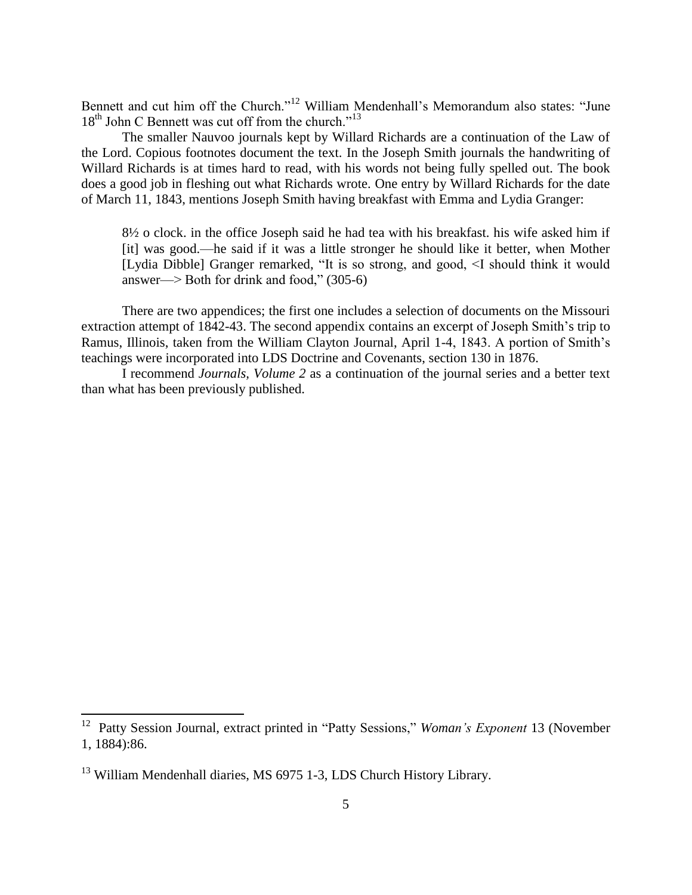Bennett and cut him off the Church."[12] William Mendenhall's Memorandum also states: "June 18th John C Bennett was cut off from the church."[13]

The smaller Nauvoo journals kept by Willard Richards are a continuation of the Law of the Lord. Copious footnotes document the text. In the Joseph Smith journals the handwriting of Willard Richards is at times hard to read, with his words not being fully spelled out. The book does a good job in fleshing out what Richards wrote. One entry by Willard Richards for the date of March 11, 1843, mentions Joseph Smith having breakfast with Emma and Lydia Granger:

> 8½ o clock. in the office Joseph said he had tea with his breakfast. his wife asked him if [it] was good.—he said if it was a little stronger he should like it better, when Mother [Lydia Dibble] Granger remarked, "It is so strong, and good, <I should think it would answer—> Both for drink and food," (305-6)

There are two appendices; the first one includes a selection of documents on the Missouri extraction attempt of 1842-43. The second appendix contains an excerpt of Joseph Smith's trip to Ramus, Illinois, taken from the William Clayton Journal, April 1-4, 1843. A portion of Smith's teachings were incorporated into LDS Doctrine and Covenants, section 130 in 1876.

I recommend *Journals, Volume 2* as a continuation of the journal series and a better text than what has been previously published.

---

[12] Patty Session Journal, extract printed in "Patty Sessions," *Woman's Exponent* 13 (November 1, 1884):86.

[13] William Mendenhall diaries, MS 6975 1-3, LDS Church History Library.